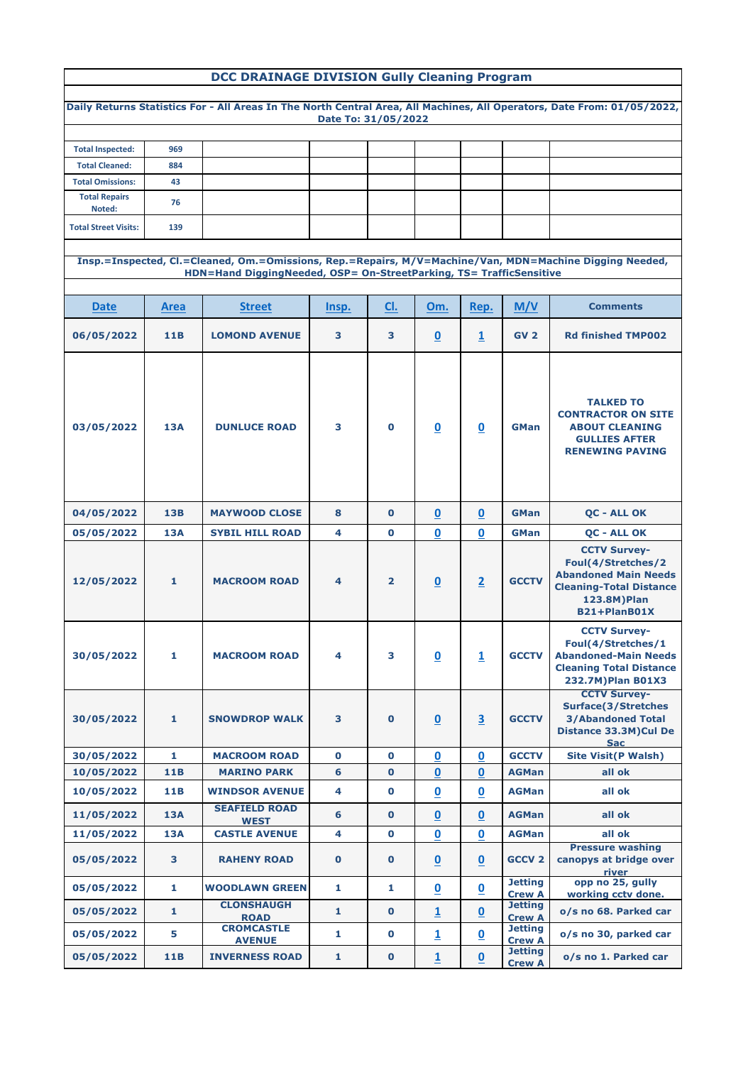# DCC DRAINAGE DIVISION Gully Cleaning Program

**Daily Returns Statistics For - All Areas In The North Central Area, All Machines, All Operators, Date From: 01/05/2022, Date To: 31/05/2022**

| | |
|---|---|
| **Total Inspected:** | 969 |
| **Total Cleaned:** | 884 |
| **Total Omissions:** | 43 |
| **Total Repairs Noted:** | 76 |
| **Total Street Visits:** | 139 |

**Insp.=Inspected, Cl.=Cleaned, Om.=Omissions, Rep.=Repairs, M/V=Machine/Van, MDN=Machine Digging Needed, HDN=Hand DiggingNeeded, OSP= On-StreetParking, TS= TrafficSensitive**

| Date | Area | Street | Insp. | Cl. | Om. | Rep. | M/V | Comments |
|---|---|---|---|---|---|---|---|---|
| 06/05/2022 | 11B | LOMOND AVENUE | 3 | 3 | 0 | 1 | GV 2 | Rd finished TMP002 |
| 03/05/2022 | 13A | DUNLUCE ROAD | 3 | 0 | 0 | 0 | GMan | TALKED TO CONTRACTOR ON SITE ABOUT CLEANING GULLIES AFTER RENEWING PAVING |
| 04/05/2022 | 13B | MAYWOOD CLOSE | 8 | 0 | 0 | 0 | GMan | QC - ALL OK |
| 05/05/2022 | 13A | SYBIL HILL ROAD | 4 | 0 | 0 | 0 | GMan | QC - ALL OK |
| 12/05/2022 | 1 | MACROOM ROAD | 4 | 2 | 0 | 2 | GCCTV | CCTV Survey-Foul(4/Stretches/2 Abandoned Main Needs Cleaning-Total Distance 123.8M)Plan B21+PlanB01X |
| 30/05/2022 | 1 | MACROOM ROAD | 4 | 3 | 0 | 1 | GCCTV | CCTV Survey-Foul(4/Stretches/1 Abandoned-Main Needs Cleaning Total Distance 232.7M)Plan B01X3 |
| 30/05/2022 | 1 | SNOWDROP WALK | 3 | 0 | 0 | 3 | GCCTV | CCTV Survey-Surface(3/Stretches 3/Abandoned Total Distance 33.3M)Cul De Sac |
| 30/05/2022 | 1 | MACROOM ROAD | 0 | 0 | 0 | 0 | GCCTV | Site Visit(P Walsh) |
| 10/05/2022 | 11B | MARINO PARK | 6 | 0 | 0 | 0 | AGMan | all ok |
| 10/05/2022 | 11B | WINDSOR AVENUE | 4 | 0 | 0 | 0 | AGMan | all ok |
| 11/05/2022 | 13A | SEAFIELD ROAD WEST | 6 | 0 | 0 | 0 | AGMan | all ok |
| 11/05/2022 | 13A | CASTLE AVENUE | 4 | 0 | 0 | 0 | AGMan | all ok |
| 05/05/2022 | 3 | RAHENY ROAD | 0 | 0 | 0 | 0 | GCCV 2 | Pressure washing canopys at bridge over river |
| 05/05/2022 | 1 | WOODLAWN GREEN | 1 | 1 | 0 | 0 | Jetting Crew A | opp no 25, gully working cctv done. |
| 05/05/2022 | 1 | CLONSHAUGH ROAD | 1 | 0 | 1 | 0 | Jetting Crew A | o/s no 68. Parked car |
| 05/05/2022 | 5 | CROMCASTLE AVENUE | 1 | 0 | 1 | 0 | Jetting Crew A | o/s no 30, parked car |
| 05/05/2022 | 11B | INVERNESS ROAD | 1 | 0 | 1 | 0 | Jetting Crew A | o/s no 1. Parked car |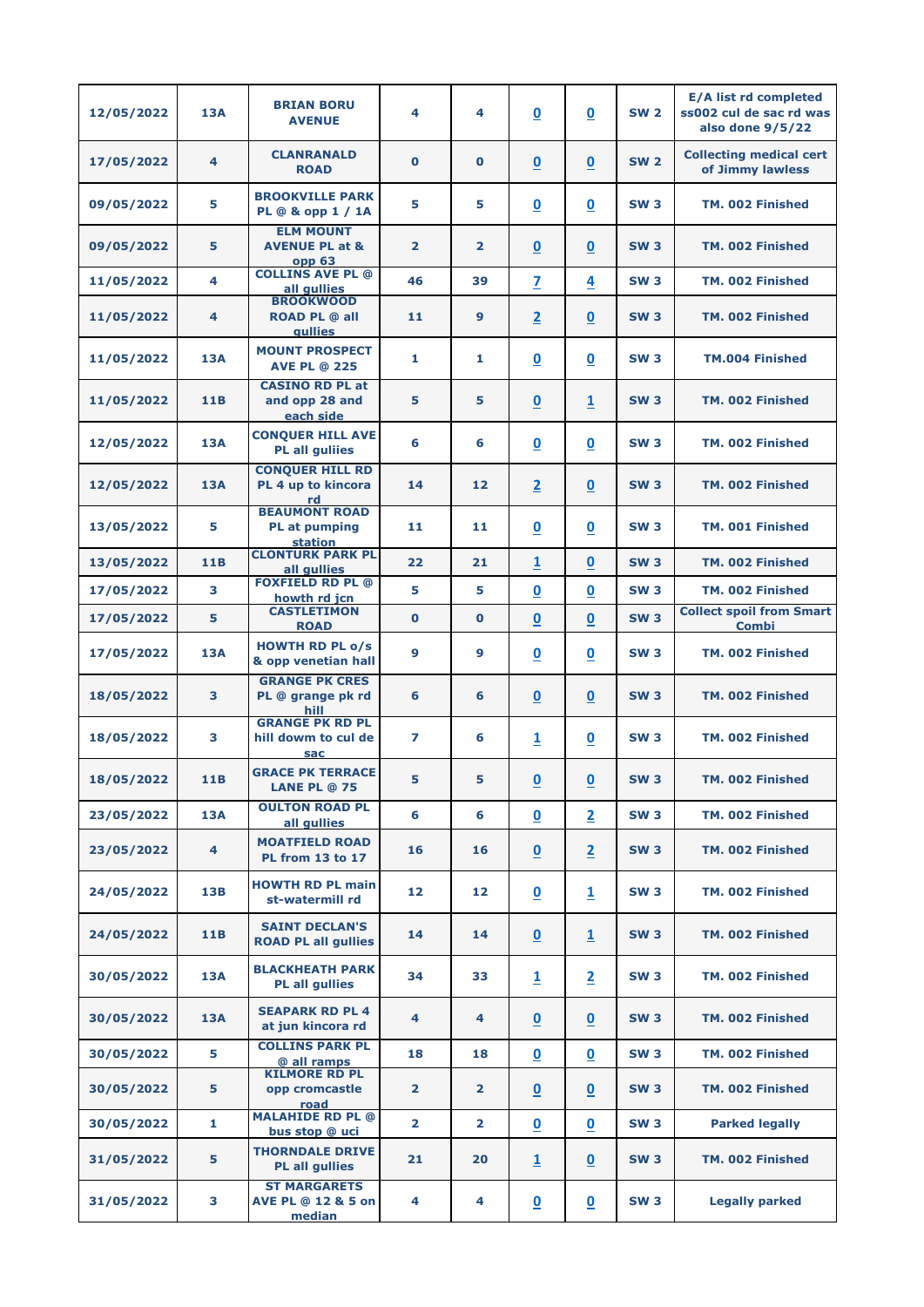| | | | | | | | | |
|---|---|---|---|---|---|---|---|---|
| 12/05/2022 | 13A | BRIAN BORU AVENUE | 4 | 4 | 0 | 0 | SW 2 | E/A list rd completed ss002 cul de sac rd was also done 9/5/22 |
| 17/05/2022 | 4 | CLANRANALD ROAD | 0 | 0 | 0 | 0 | SW 2 | Collecting medical cert of Jimmy lawless |
| 09/05/2022 | 5 | BROOKVILLE PARK PL @ & opp 1 / 1A | 5 | 5 | 0 | 0 | SW 3 | TM. 002 Finished |
| 09/05/2022 | 5 | ELM MOUNT AVENUE PL at & opp 63 | 2 | 2 | 0 | 0 | SW 3 | TM. 002 Finished |
| 11/05/2022 | 4 | COLLINS AVE PL @ all gullies | 46 | 39 | 7 | 4 | SW 3 | TM. 002 Finished |
| 11/05/2022 | 4 | BROOKWOOD ROAD PL @ all gullies | 11 | 9 | 2 | 0 | SW 3 | TM. 002 Finished |
| 11/05/2022 | 13A | MOUNT PROSPECT AVE PL @ 225 | 1 | 1 | 0 | 0 | SW 3 | TM.004 Finished |
| 11/05/2022 | 11B | CASINO RD PL at and opp 28 and each side | 5 | 5 | 0 | 1 | SW 3 | TM. 002 Finished |
| 12/05/2022 | 13A | CONQUER HILL AVE PL all guliies | 6 | 6 | 0 | 0 | SW 3 | TM. 002 Finished |
| 12/05/2022 | 13A | CONQUER HILL RD PL 4 up to kincora rd | 14 | 12 | 2 | 0 | SW 3 | TM. 002 Finished |
| 13/05/2022 | 5 | BEAUMONT ROAD PL at pumping station | 11 | 11 | 0 | 0 | SW 3 | TM. 001 Finished |
| 13/05/2022 | 11B | CLONTURK PARK PL all gullies | 22 | 21 | 1 | 0 | SW 3 | TM. 002 Finished |
| 17/05/2022 | 3 | FOXFIELD RD PL @ howth rd jcn | 5 | 5 | 0 | 0 | SW 3 | TM. 002 Finished |
| 17/05/2022 | 5 | CASTLETIMON ROAD | 0 | 0 | 0 | 0 | SW 3 | Collect spoil from Smart Combi |
| 17/05/2022 | 13A | HOWTH RD PL o/s & opp venetian hall | 9 | 9 | 0 | 0 | SW 3 | TM. 002 Finished |
| 18/05/2022 | 3 | GRANGE PK CRES PL @ grange pk rd hill | 6 | 6 | 0 | 0 | SW 3 | TM. 002 Finished |
| 18/05/2022 | 3 | GRANGE PK RD PL hill dowm to cul de sac | 7 | 6 | 1 | 0 | SW 3 | TM. 002 Finished |
| 18/05/2022 | 11B | GRACE PK TERRACE LANE PL @ 75 | 5 | 5 | 0 | 0 | SW 3 | TM. 002 Finished |
| 23/05/2022 | 13A | OULTON ROAD PL all gullies | 6 | 6 | 0 | 2 | SW 3 | TM. 002 Finished |
| 23/05/2022 | 4 | MOATFIELD ROAD PL from 13 to 17 | 16 | 16 | 0 | 2 | SW 3 | TM. 002 Finished |
| 24/05/2022 | 13B | HOWTH RD PL main st-watermill rd | 12 | 12 | 0 | 1 | SW 3 | TM. 002 Finished |
| 24/05/2022 | 11B | SAINT DECLAN'S ROAD PL all gullies | 14 | 14 | 0 | 1 | SW 3 | TM. 002 Finished |
| 30/05/2022 | 13A | BLACKHEATH PARK PL all gullies | 34 | 33 | 1 | 2 | SW 3 | TM. 002 Finished |
| 30/05/2022 | 13A | SEAPARK RD PL 4 at jun kincora rd | 4 | 4 | 0 | 0 | SW 3 | TM. 002 Finished |
| 30/05/2022 | 5 | COLLINS PARK PL @ all ramps | 18 | 18 | 0 | 0 | SW 3 | TM. 002 Finished |
| 30/05/2022 | 5 | KILMORE RD PL opp cromcastle road | 2 | 2 | 0 | 0 | SW 3 | TM. 002 Finished |
| 30/05/2022 | 1 | MALAHIDE RD PL @ bus stop @ uci | 2 | 2 | 0 | 0 | SW 3 | Parked legally |
| 31/05/2022 | 5 | THORNDALE DRIVE PL all gullies | 21 | 20 | 1 | 0 | SW 3 | TM. 002 Finished |
| 31/05/2022 | 3 | ST MARGARETS AVE PL @ 12 & 5 on median | 4 | 4 | 0 | 0 | SW 3 | Legally parked |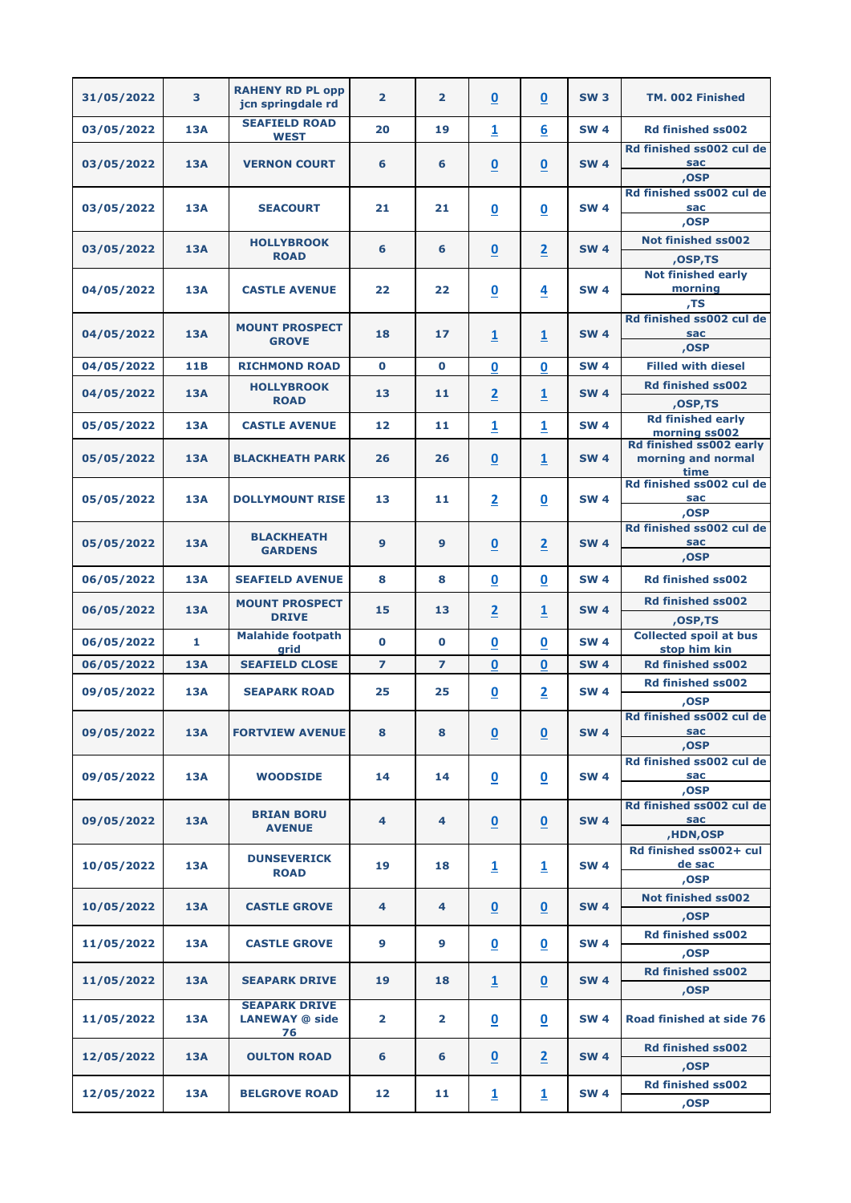| | | | | | | | | |
|---|---|---|---|---|---|---|---|---|
| 31/05/2022 | 3 | RAHENY RD PL opp jcn springdale rd | 2 | 2 | 0 | 0 | SW 3 | TM. 002 Finished |
| 03/05/2022 | 13A | SEAFIELD ROAD WEST | 20 | 19 | 1 | 6 | SW 4 | Rd finished ss002 |
| 03/05/2022 | 13A | VERNON COURT | 6 | 6 | 0 | 0 | SW 4 | Rd finished ss002 cul de sac ,OSP |
| 03/05/2022 | 13A | SEACOURT | 21 | 21 | 0 | 0 | SW 4 | Rd finished ss002 cul de sac ,OSP |
| 03/05/2022 | 13A | HOLLYBROOK ROAD | 6 | 6 | 0 | 2 | SW 4 | Not finished ss002 ,OSP,TS |
| 04/05/2022 | 13A | CASTLE AVENUE | 22 | 22 | 0 | 4 | SW 4 | Not finished early morning ,TS |
| 04/05/2022 | 13A | MOUNT PROSPECT GROVE | 18 | 17 | 1 | 1 | SW 4 | Rd finished ss002 cul de sac ,OSP |
| 04/05/2022 | 11B | RICHMOND ROAD | 0 | 0 | 0 | 0 | SW 4 | Filled with diesel |
| 04/05/2022 | 13A | HOLLYBROOK ROAD | 13 | 11 | 2 | 1 | SW 4 | Rd finished ss002 ,OSP,TS |
| 05/05/2022 | 13A | CASTLE AVENUE | 12 | 11 | 1 | 1 | SW 4 | Rd finished early morning ss002 |
| 05/05/2022 | 13A | BLACKHEATH PARK | 26 | 26 | 0 | 1 | SW 4 | Rd finished ss002 early morning and normal time |
| 05/05/2022 | 13A | DOLLYMOUNT RISE | 13 | 11 | 2 | 0 | SW 4 | Rd finished ss002 cul de sac ,OSP |
| 05/05/2022 | 13A | BLACKHEATH GARDENS | 9 | 9 | 0 | 2 | SW 4 | Rd finished ss002 cul de sac ,OSP |
| 06/05/2022 | 13A | SEAFIELD AVENUE | 8 | 8 | 0 | 0 | SW 4 | Rd finished ss002 |
| 06/05/2022 | 13A | MOUNT PROSPECT DRIVE | 15 | 13 | 2 | 1 | SW 4 | Rd finished ss002 ,OSP,TS |
| 06/05/2022 | 1 | Malahide footpath grid | 0 | 0 | 0 | 0 | SW 4 | Collected spoil at bus stop him kin |
| 06/05/2022 | 13A | SEAFIELD CLOSE | 7 | 7 | 0 | 0 | SW 4 | Rd finished ss002 |
| 09/05/2022 | 13A | SEAPARK ROAD | 25 | 25 | 0 | 2 | SW 4 | Rd finished ss002 ,OSP |
| 09/05/2022 | 13A | FORTVIEW AVENUE | 8 | 8 | 0 | 0 | SW 4 | Rd finished ss002 cul de sac ,OSP |
| 09/05/2022 | 13A | WOODSIDE | 14 | 14 | 0 | 0 | SW 4 | Rd finished ss002 cul de sac ,OSP |
| 09/05/2022 | 13A | BRIAN BORU AVENUE | 4 | 4 | 0 | 0 | SW 4 | Rd finished ss002 cul de sac ,HDN,OSP |
| 10/05/2022 | 13A | DUNSEVERICK ROAD | 19 | 18 | 1 | 1 | SW 4 | Rd finished ss002+ cul de sac ,OSP |
| 10/05/2022 | 13A | CASTLE GROVE | 4 | 4 | 0 | 0 | SW 4 | Not finished ss002 ,OSP |
| 11/05/2022 | 13A | CASTLE GROVE | 9 | 9 | 0 | 0 | SW 4 | Rd finished ss002 ,OSP |
| 11/05/2022 | 13A | SEAPARK DRIVE | 19 | 18 | 1 | 0 | SW 4 | Rd finished ss002 ,OSP |
| 11/05/2022 | 13A | SEAPARK DRIVE LANEWAY @ side 76 | 2 | 2 | 0 | 0 | SW 4 | Road finished at side 76 |
| 12/05/2022 | 13A | OULTON ROAD | 6 | 6 | 0 | 2 | SW 4 | Rd finished ss002 ,OSP |
| 12/05/2022 | 13A | BELGROVE ROAD | 12 | 11 | 1 | 1 | SW 4 | Rd finished ss002 ,OSP |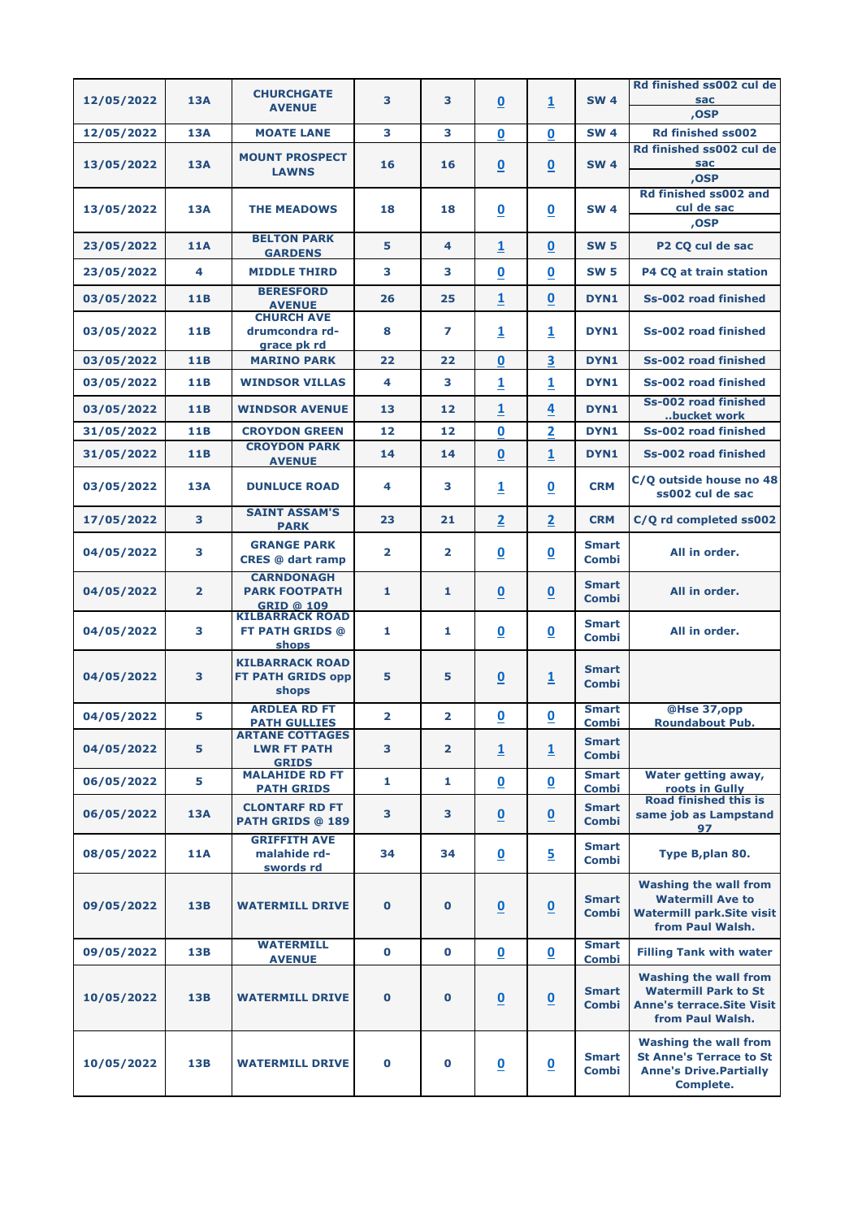| | | | | | | | | |
|---|---|---|---|---|---|---|---|---|
| 12/05/2022 | 13A | CHURCHGATE AVENUE | 3 | 3 | 0 | 1 | SW 4 | Rd finished ss002 cul de sac ,OSP |
| 12/05/2022 | 13A | MOATE LANE | 3 | 3 | 0 | 0 | SW 4 | Rd finished ss002 |
| 13/05/2022 | 13A | MOUNT PROSPECT LAWNS | 16 | 16 | 0 | 0 | SW 4 | Rd finished ss002 cul de sac ,OSP |
| 13/05/2022 | 13A | THE MEADOWS | 18 | 18 | 0 | 0 | SW 4 | Rd finished ss002 and cul de sac ,OSP |
| 23/05/2022 | 11A | BELTON PARK GARDENS | 5 | 4 | 1 | 0 | SW 5 | P2 CQ cul de sac |
| 23/05/2022 | 4 | MIDDLE THIRD | 3 | 3 | 0 | 0 | SW 5 | P4 CQ at train station |
| 03/05/2022 | 11B | BERESFORD AVENUE | 26 | 25 | 1 | 0 | DYN1 | Ss-002 road finished |
| 03/05/2022 | 11B | CHURCH AVE drumcondra rd-grace pk rd | 8 | 7 | 1 | 1 | DYN1 | Ss-002 road finished |
| 03/05/2022 | 11B | MARINO PARK | 22 | 22 | 0 | 3 | DYN1 | Ss-002 road finished |
| 03/05/2022 | 11B | WINDSOR VILLAS | 4 | 3 | 1 | 1 | DYN1 | Ss-002 road finished |
| 03/05/2022 | 11B | WINDSOR AVENUE | 13 | 12 | 1 | 4 | DYN1 | Ss-002 road finished ..bucket work |
| 31/05/2022 | 11B | CROYDON GREEN | 12 | 12 | 0 | 2 | DYN1 | Ss-002 road finished |
| 31/05/2022 | 11B | CROYDON PARK AVENUE | 14 | 14 | 0 | 1 | DYN1 | Ss-002 road finished |
| 03/05/2022 | 13A | DUNLUCE ROAD | 4 | 3 | 1 | 0 | CRM | C/Q outside house no 48 ss002 cul de sac |
| 17/05/2022 | 3 | SAINT ASSAM'S PARK | 23 | 21 | 2 | 2 | CRM | C/Q rd completed ss002 |
| 04/05/2022 | 3 | GRANGE PARK CRES @ dart ramp | 2 | 2 | 0 | 0 | Smart Combi | All in order. |
| 04/05/2022 | 2 | CARNDONAGH PARK FOOTPATH GRID @ 109 | 1 | 1 | 0 | 0 | Smart Combi | All in order. |
| 04/05/2022 | 3 | KILBARRACK ROAD FT PATH GRIDS @ shops | 1 | 1 | 0 | 0 | Smart Combi | All in order. |
| 04/05/2022 | 3 | KILBARRACK ROAD FT PATH GRIDS opp shops | 5 | 5 | 0 | 1 | Smart Combi | |
| 04/05/2022 | 5 | ARDLEA RD FT PATH GULLIES | 2 | 2 | 0 | 0 | Smart Combi | @Hse 37,opp Roundabout Pub. |
| 04/05/2022 | 5 | ARTANE COTTAGES LWR FT PATH GRIDS | 3 | 2 | 1 | 1 | Smart Combi | |
| 06/05/2022 | 5 | MALAHIDE RD FT PATH GRIDS | 1 | 1 | 0 | 0 | Smart Combi | Water getting away, roots in Gully |
| 06/05/2022 | 13A | CLONTARF RD FT PATH GRIDS @ 189 | 3 | 3 | 0 | 0 | Smart Combi | Road finished this is same job as Lampstand 97 |
| 08/05/2022 | 11A | GRIFFITH AVE malahide rd-swords rd | 34 | 34 | 0 | 5 | Smart Combi | Type B,plan 80. |
| 09/05/2022 | 13B | WATERMILL DRIVE | 0 | 0 | 0 | 0 | Smart Combi | Washing the wall from Watermill Ave to Watermill park.Site visit from Paul Walsh. |
| 09/05/2022 | 13B | WATERMILL AVENUE | 0 | 0 | 0 | 0 | Smart Combi | Filling Tank with water |
| 10/05/2022 | 13B | WATERMILL DRIVE | 0 | 0 | 0 | 0 | Smart Combi | Washing the wall from Watermill Park to St Anne's terrace.Site Visit from Paul Walsh. |
| 10/05/2022 | 13B | WATERMILL DRIVE | 0 | 0 | 0 | 0 | Smart Combi | Washing the wall from St Anne's Terrace to St Anne's Drive.Partially Complete. |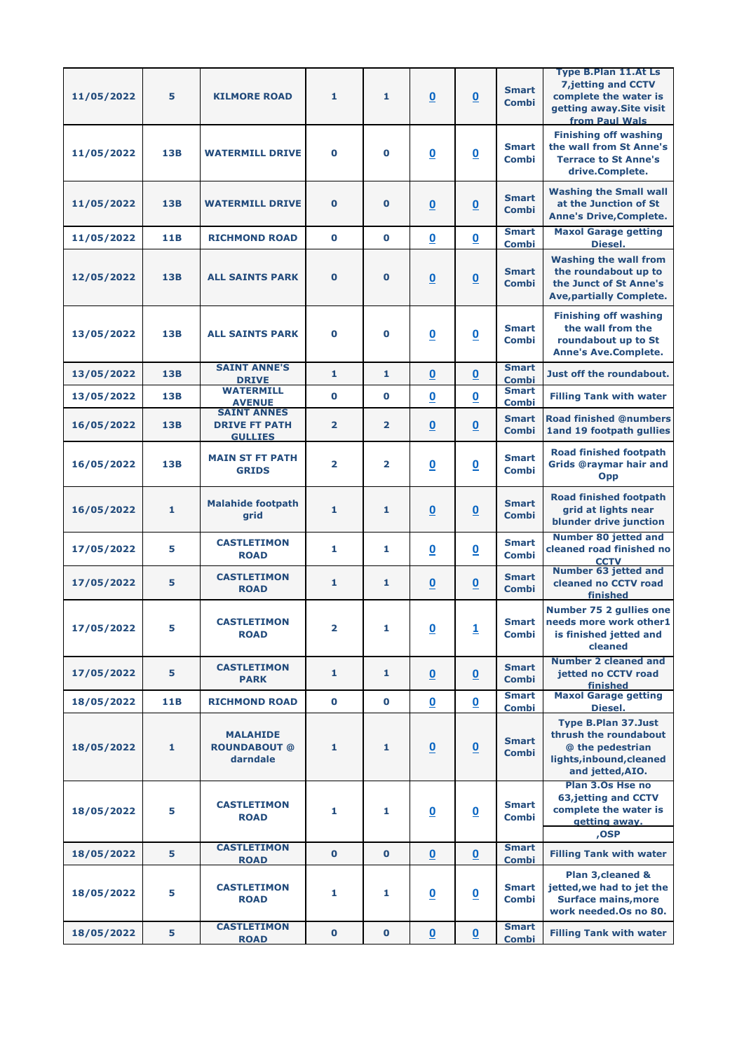| 11/05/2022 | 5 | KILMORE ROAD | 1 | 1 | 0 | 0 | Smart Combi | Type B.Plan 11.At Ls 7,jetting and CCTV complete the water is getting away.Site visit from Paul Wals |
|---|---|---|---|---|---|---|---|---|
| 11/05/2022 | 13B | WATERMILL DRIVE | 0 | 0 | 0 | 0 | Smart Combi | Finishing off washing the wall from St Anne's Terrace to St Anne's drive.Complete. |
| 11/05/2022 | 13B | WATERMILL DRIVE | 0 | 0 | 0 | 0 | Smart Combi | Washing the Small wall at the Junction of St Anne's Drive,Complete. |
| 11/05/2022 | 11B | RICHMOND ROAD | 0 | 0 | 0 | 0 | Smart Combi | Maxol Garage getting Diesel. |
| 12/05/2022 | 13B | ALL SAINTS PARK | 0 | 0 | 0 | 0 | Smart Combi | Washing the wall from the roundabout up to the Junct of St Anne's Ave,partially Complete. |
| 13/05/2022 | 13B | ALL SAINTS PARK | 0 | 0 | 0 | 0 | Smart Combi | Finishing off washing the wall from the roundabout up to St Anne's Ave.Complete. |
| 13/05/2022 | 13B | SAINT ANNE'S DRIVE | 1 | 1 | 0 | 0 | Smart Combi | Just off the roundabout. |
| 13/05/2022 | 13B | WATERMILL AVENUE | 0 | 0 | 0 | 0 | Smart Combi | Filling Tank with water |
| 16/05/2022 | 13B | SAINT ANNES DRIVE FT PATH GULLIES | 2 | 2 | 0 | 0 | Smart Combi | Road finished @numbers 1and 19 footpath gullies |
| 16/05/2022 | 13B | MAIN ST FT PATH GRIDS | 2 | 2 | 0 | 0 | Smart Combi | Road finished footpath Grids @raymar hair and Opp |
| 16/05/2022 | 1 | Malahide footpath grid | 1 | 1 | 0 | 0 | Smart Combi | Road finished footpath grid at lights near blunder drive junction |
| 17/05/2022 | 5 | CASTLETIMON ROAD | 1 | 1 | 0 | 0 | Smart Combi | Number 80 jetted and cleaned road finished no CCTV |
| 17/05/2022 | 5 | CASTLETIMON ROAD | 1 | 1 | 0 | 0 | Smart Combi | Number 63 jetted and cleaned no CCTV road finished |
| 17/05/2022 | 5 | CASTLETIMON ROAD | 2 | 1 | 0 | 1 | Smart Combi | Number 75 2 gullies one needs more work other1 is finished jetted and cleaned |
| 17/05/2022 | 5 | CASTLETIMON PARK | 1 | 1 | 0 | 0 | Smart Combi | Number 2 cleaned and jetted no CCTV road finished |
| 18/05/2022 | 11B | RICHMOND ROAD | 0 | 0 | 0 | 0 | Smart Combi | Maxol Garage getting Diesel. |
| 18/05/2022 | 1 | MALAHIDE ROUNDABOUT @ darndale | 1 | 1 | 0 | 0 | Smart Combi | Type B.Plan 37.Just thrush the roundabout @ the pedestrian lights,inbound,cleaned and jetted,AIO. |
| 18/05/2022 | 5 | CASTLETIMON ROAD | 1 | 1 | 0 | 0 | Smart Combi | Plan 3.Os Hse no 63,jetting and CCTV complete the water is getting away. ,OSP |
| 18/05/2022 | 5 | CASTLETIMON ROAD | 0 | 0 | 0 | 0 | Smart Combi | Filling Tank with water |
| 18/05/2022 | 5 | CASTLETIMON ROAD | 1 | 1 | 0 | 0 | Smart Combi | Plan 3,cleaned & jetted,we had to jet the Surface mains,more work needed.Os no 80. |
| 18/05/2022 | 5 | CASTLETIMON ROAD | 0 | 0 | 0 | 0 | Smart Combi | Filling Tank with water |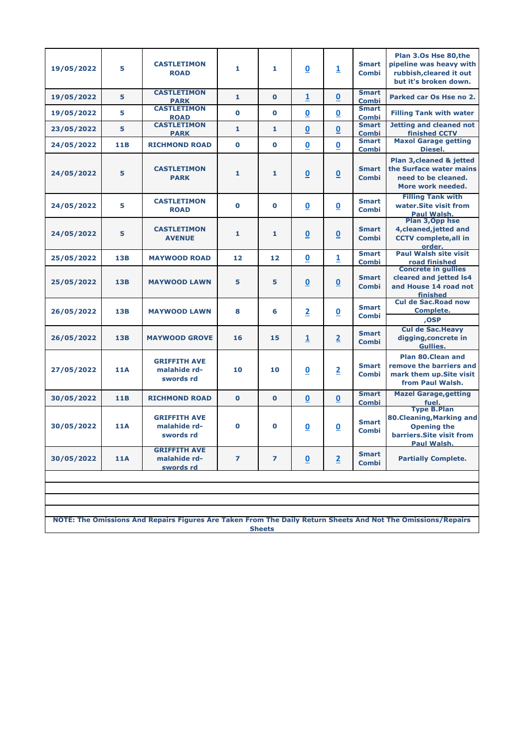| | | | | | | | | |
|---|---|---|---|---|---|---|---|---|
| 19/05/2022 | 5 | CASTLETIMON ROAD | 1 | 1 | 0 | 1 | Smart Combi | Plan 3.Os Hse 80,the pipeline was heavy with rubbish,cleared it out but it's broken down. |
| 19/05/2022 | 5 | CASTLETIMON PARK | 1 | 0 | 1 | 0 | Smart Combi | Parked car Os Hse no 2. |
| 19/05/2022 | 5 | CASTLETIMON ROAD | 0 | 0 | 0 | 0 | Smart Combi | Filling Tank with water |
| 23/05/2022 | 5 | CASTLETIMON PARK | 1 | 1 | 0 | 0 | Smart Combi | Jetting and cleaned not finished CCTV |
| 24/05/2022 | 11B | RICHMOND ROAD | 0 | 0 | 0 | 0 | Smart Combi | Maxol Garage getting Diesel. |
| 24/05/2022 | 5 | CASTLETIMON PARK | 1 | 1 | 0 | 0 | Smart Combi | Plan 3,cleaned & jetted the Surface water mains need to be cleaned. More work needed. |
| 24/05/2022 | 5 | CASTLETIMON ROAD | 0 | 0 | 0 | 0 | Smart Combi | Filling Tank with water.Site visit from Paul Walsh. |
| 24/05/2022 | 5 | CASTLETIMON AVENUE | 1 | 1 | 0 | 0 | Smart Combi | Plan 3,Opp hse 4,cleaned,jetted and CCTV complete,all in order. |
| 25/05/2022 | 13B | MAYWOOD ROAD | 12 | 12 | 0 | 1 | Smart Combi | Paul Walsh site visit road finished |
| 25/05/2022 | 13B | MAYWOOD LAWN | 5 | 5 | 0 | 0 | Smart Combi | Concrete in gullies cleared and jetted ls4 and House 14 road not finished |
| 26/05/2022 | 13B | MAYWOOD LAWN | 8 | 6 | 2 | 0 | Smart Combi | Cul de Sac.Road now Complete. ,OSP |
| 26/05/2022 | 13B | MAYWOOD GROVE | 16 | 15 | 1 | 2 | Smart Combi | Cul de Sac.Heavy digging,concrete in Gullies. |
| 27/05/2022 | 11A | GRIFFITH AVE malahide rd-swords rd | 10 | 10 | 0 | 2 | Smart Combi | Plan 80.Clean and remove the barriers and mark them up.Site visit from Paul Walsh. |
| 30/05/2022 | 11B | RICHMOND ROAD | 0 | 0 | 0 | 0 | Smart Combi | Mazel Garage,getting fuel. |
| 30/05/2022 | 11A | GRIFFITH AVE malahide rd-swords rd | 0 | 0 | 0 | 0 | Smart Combi | Type B.Plan 80.Cleaning,Marking and Opening the barriers.Site visit from Paul Walsh. |
| 30/05/2022 | 11A | GRIFFITH AVE malahide rd-swords rd | 7 | 7 | 0 | 2 | Smart Combi | Partially Complete. |

**NOTE: The Omissions And Repairs Figures Are Taken From The Daily Return Sheets And Not The Omissions/Repairs Sheets**